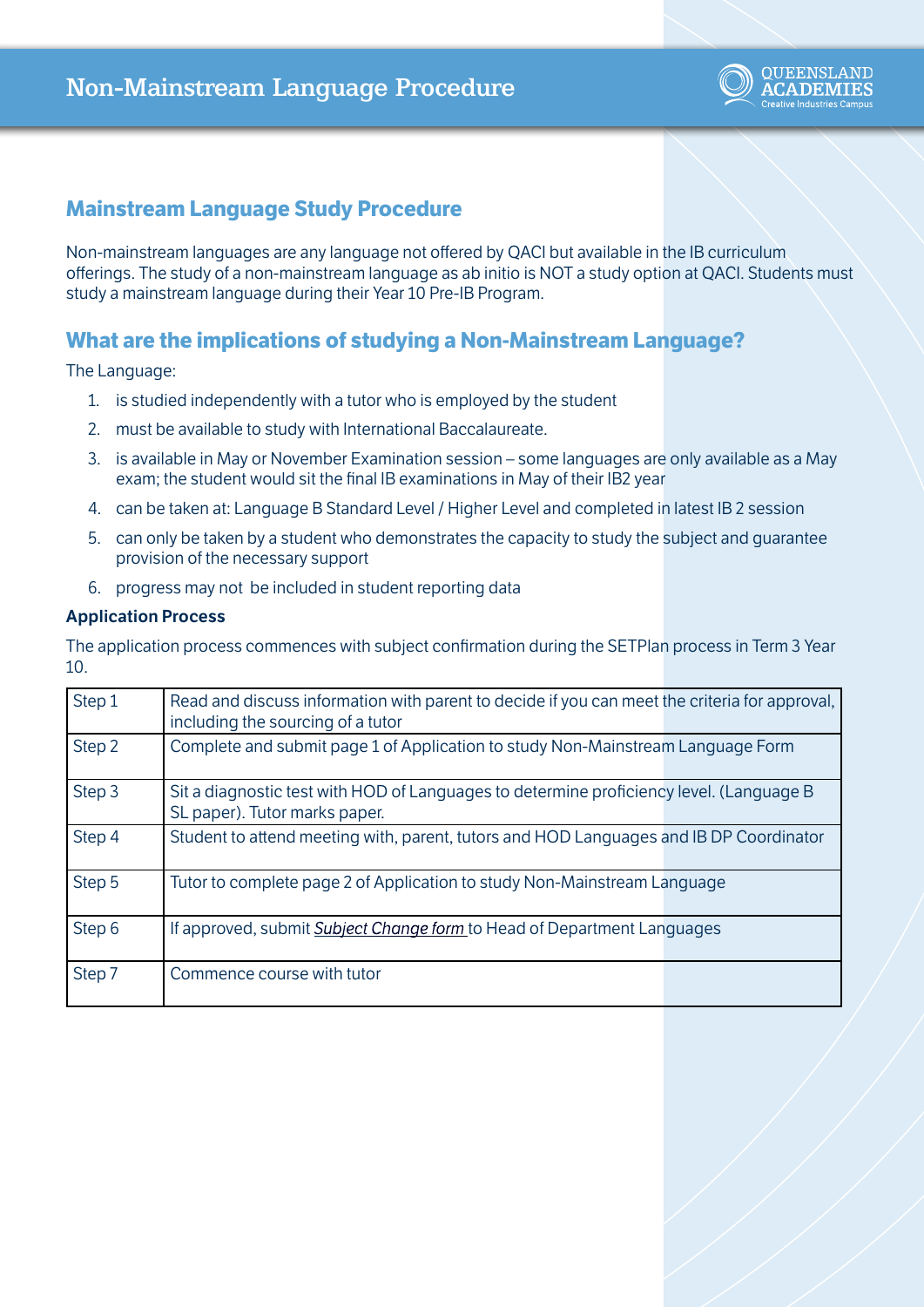# Non-Mainstream Language Procedure

## Mainstream Language Study Procedure

Non-mainstream languages are any language not offered by QACI but available in the IB curriculum offerings. The study of a non-mainstream language as ab initio is NOT a study option at QACI. Students must study a mainstream language during their Year 10 Pre-IB Program.

## What are the implications of studying a Non-Mainstream Language?

The Language:

1. is studied independently with a tutor who is employed by the student
2. must be available to study with International Baccalaureate.
3. is available in May or November Examination session – some languages are only available as a May exam; the student would sit the final IB examinations in May of their IB2 year
4. can be taken at: Language B Standard Level / Higher Level and completed in latest IB 2 session
5. can only be taken by a student who demonstrates the capacity to study the subject and guarantee provision of the necessary support
6. progress may not be included in student reporting data

**Application Process**

The application process commences with subject confirmation during the SETPlan process in Term 3 Year 10.

| | |
|---|---|
| Step 1 | Read and discuss information with parent to decide if you can meet the criteria for approval, including the sourcing of a tutor |
| Step 2 | Complete and submit page 1 of Application to study Non-Mainstream Language Form |
| Step 3 | Sit a diagnostic test with HOD of Languages to determine proficiency level. (Language B SL paper). Tutor marks paper. |
| Step 4 | Student to attend meeting with, parent, tutors and HOD Languages and IB DP Coordinator |
| Step 5 | Tutor to complete page 2 of Application to study Non-Mainstream Language |
| Step 6 | If approved, submit *Subject Change form* to Head of Department Languages |
| Step 7 | Commence course with tutor |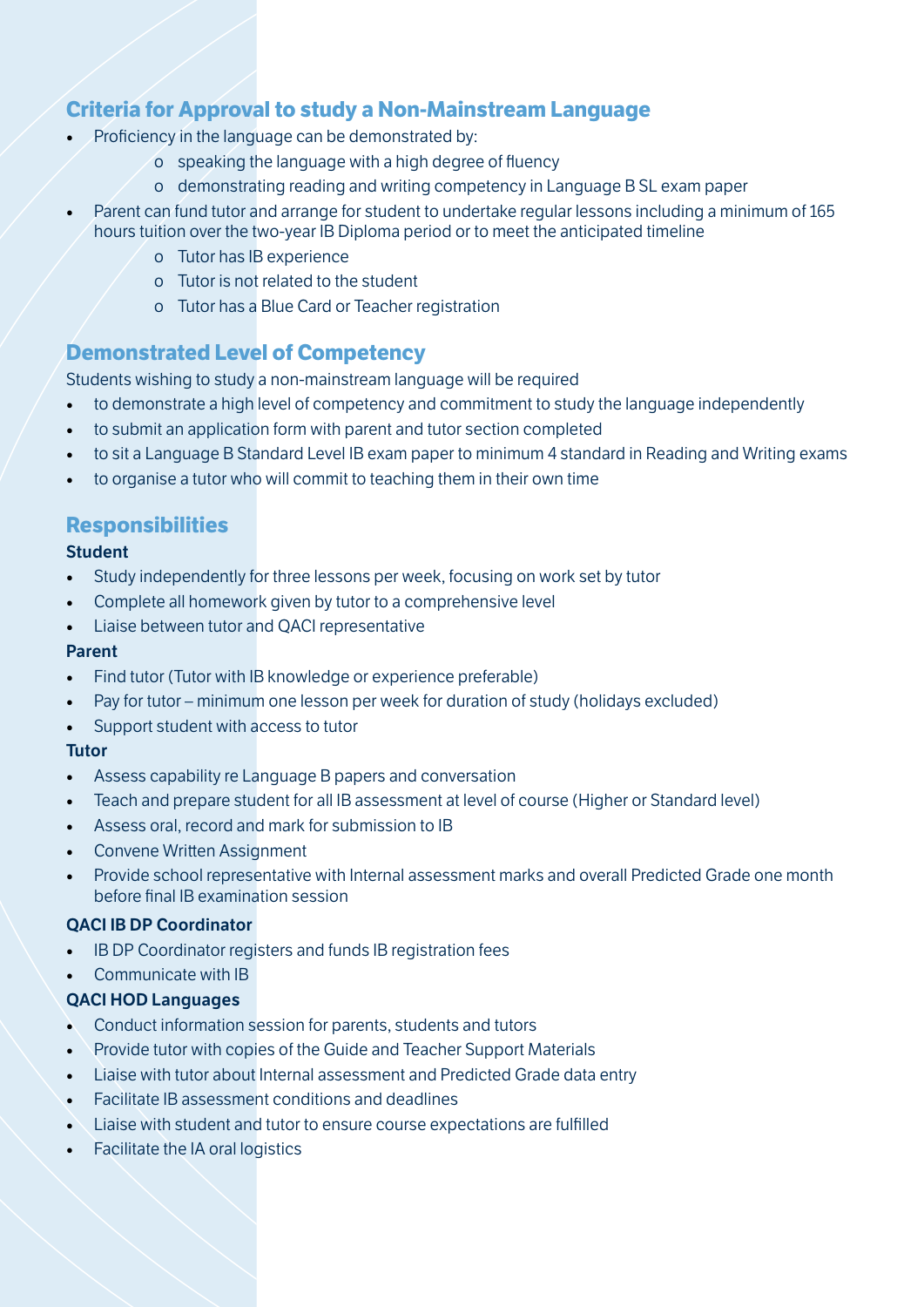## Criteria for Approval to study a Non-Mainstream Language

- Proficiency in the language can be demonstrated by:
  - speaking the language with a high degree of fluency
  - demonstrating reading and writing competency in Language B SL exam paper
- Parent can fund tutor and arrange for student to undertake regular lessons including a minimum of 165 hours tuition over the two-year IB Diploma period or to meet the anticipated timeline
  - Tutor has IB experience
  - Tutor is not related to the student
  - Tutor has a Blue Card or Teacher registration

## Demonstrated Level of Competency

Students wishing to study a non-mainstream language will be required

- to demonstrate a high level of competency and commitment to study the language independently
- to submit an application form with parent and tutor section completed
- to sit a Language B Standard Level IB exam paper to minimum 4 standard in Reading and Writing exams
- to organise a tutor who will commit to teaching them in their own time

## Responsibilities

**Student**

- Study independently for three lessons per week, focusing on work set by tutor
- Complete all homework given by tutor to a comprehensive level
- Liaise between tutor and QACI representative

**Parent**

- Find tutor (Tutor with IB knowledge or experience preferable)
- Pay for tutor – minimum one lesson per week for duration of study (holidays excluded)
- Support student with access to tutor

**Tutor**

- Assess capability re Language B papers and conversation
- Teach and prepare student for all IB assessment at level of course (Higher or Standard level)
- Assess oral, record and mark for submission to IB
- Convene Written Assignment
- Provide school representative with Internal assessment marks and overall Predicted Grade one month before final IB examination session

**QACI IB DP Coordinator**

- IB DP Coordinator registers and funds IB registration fees
- Communicate with IB

**QACI HOD Languages**

- Conduct information session for parents, students and tutors
- Provide tutor with copies of the Guide and Teacher Support Materials
- Liaise with tutor about Internal assessment and Predicted Grade data entry
- Facilitate IB assessment conditions and deadlines
- Liaise with student and tutor to ensure course expectations are fulfilled
- Facilitate the IA oral logistics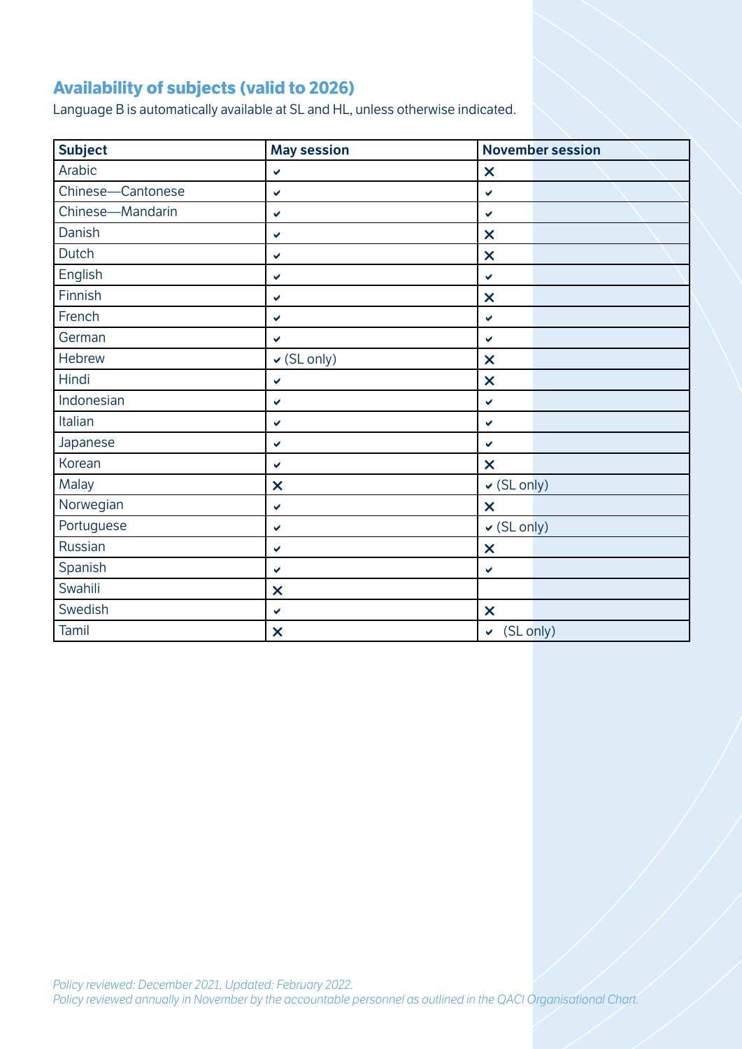## Availability of subjects (valid to 2026)

Language B is automatically available at SL and HL, unless otherwise indicated.

| Subject | May session | November session |
|---|---|---|
| Arabic | ✔ | ✖ |
| Chinese—Cantonese | ✔ | ✔ |
| Chinese—Mandarin | ✔ | ✔ |
| Danish | ✔ | ✖ |
| Dutch | ✔ | ✖ |
| English | ✔ | ✔ |
| Finnish | ✔ | ✖ |
| French | ✔ | ✔ |
| German | ✔ | ✔ |
| Hebrew | ✔ (SL only) | ✖ |
| Hindi | ✔ | ✖ |
| Indonesian | ✔ | ✔ |
| Italian | ✔ | ✔ |
| Japanese | ✔ | ✔ |
| Korean | ✔ | ✖ |
| Malay | ✖ | ✔ (SL only) |
| Norwegian | ✔ | ✖ |
| Portuguese | ✔ | ✔ (SL only) |
| Russian | ✔ | ✖ |
| Spanish | ✔ | ✔ |
| Swahili | ✖ | |
| Swedish | ✔ | ✖ |
| Tamil | ✖ | ✔ (SL only) |

*Policy reviewed: December 2021, Updated: February 2022.*
*Policy reviewed annually in November by the accountable personnel as outlined in the QACI Organisational Chart.*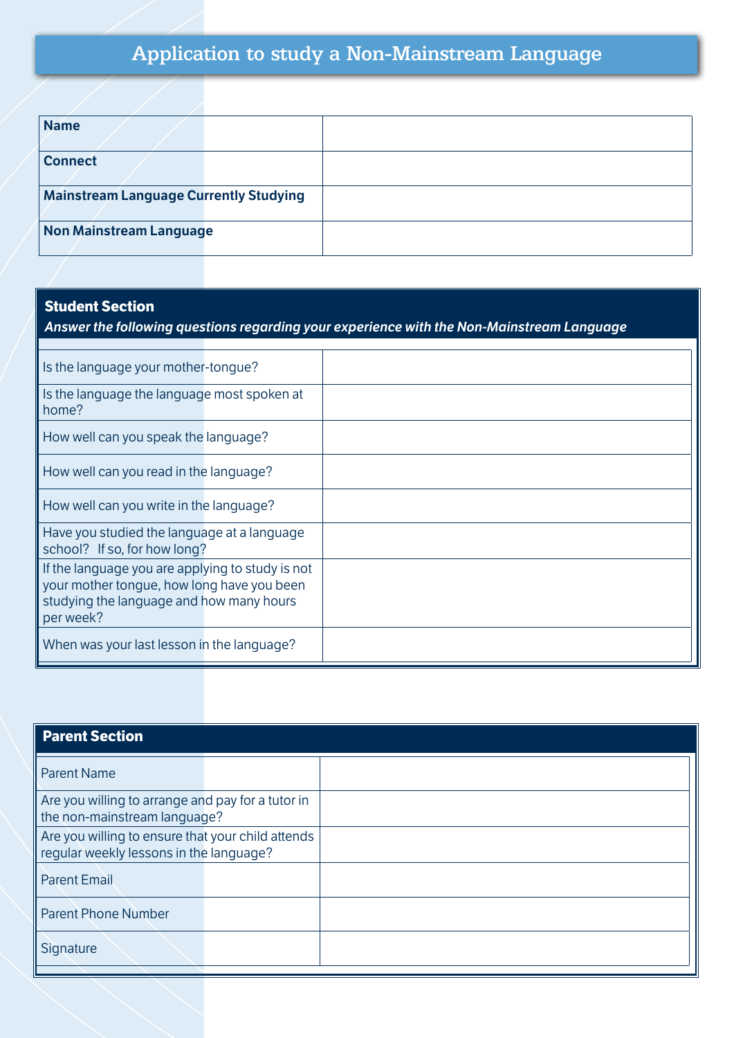# Application to study a Non-Mainstream Language

| | |
|---|---|
| **Name** | |
| **Connect** | |
| **Mainstream Language Currently Studying** | |
| **Non Mainstream Language** | |

| **Student Section** *Answer the following questions regarding your experience with the Non-Mainstream Language* | |
|---|---|
| Is the language your mother-tongue? | |
| Is the language the language most spoken at home? | |
| How well can you speak the language? | |
| How well can you read in the language? | |
| How well can you write in the language? | |
| Have you studied the language at a language school? If so, for how long? | |
| If the language you are applying to study is not your mother tongue, how long have you been studying the language and how many hours per week? | |
| When was your last lesson in the language? | |

| **Parent Section** | |
|---|---|
| Parent Name | |
| Are you willing to arrange and pay for a tutor in the non-mainstream language? | |
| Are you willing to ensure that your child attends regular weekly lessons in the language? | |
| Parent Email | |
| Parent Phone Number | |
| Signature | |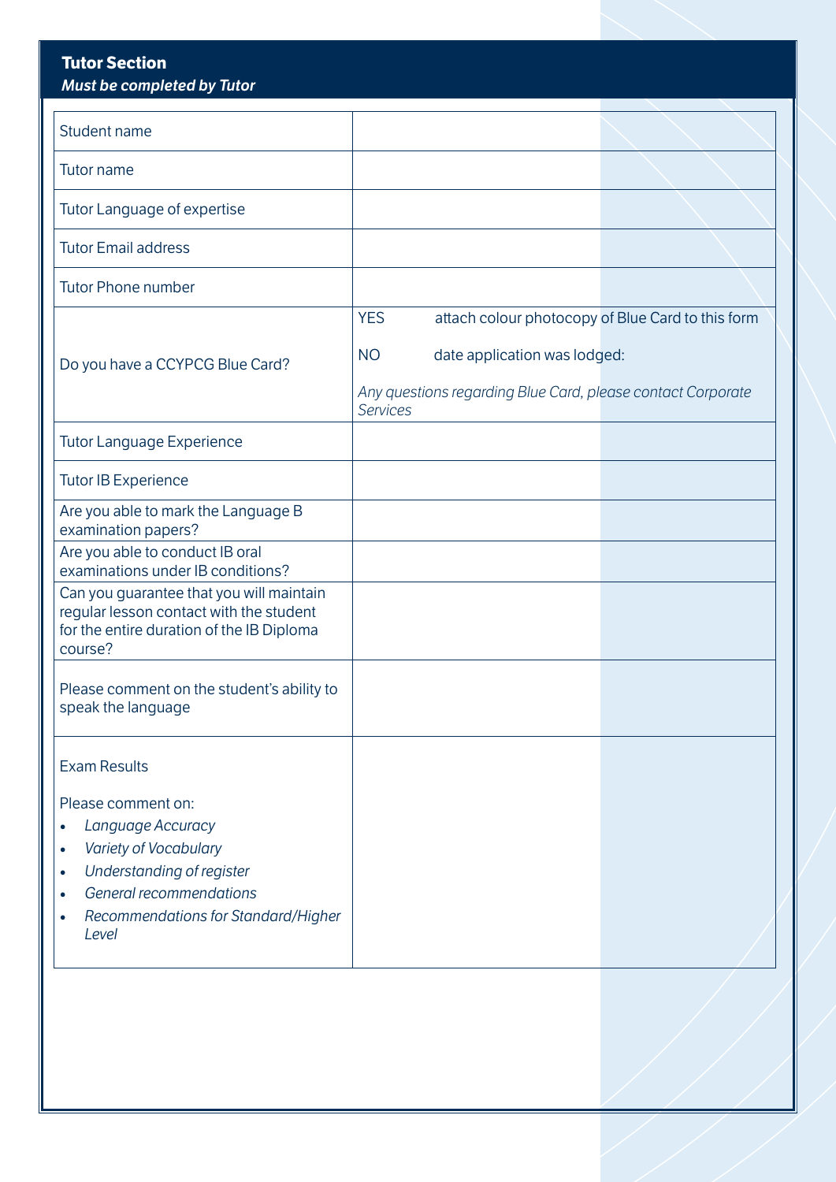## Tutor Section

***Must be completed by Tutor***

| | |
|---|---|
| Student name | |
| Tutor name | |
| Tutor Language of expertise | |
| Tutor Email address | |
| Tutor Phone number | |
| Do you have a CCYPCG Blue Card? | YES attach colour photocopy of Blue Card to this form<br><br>NO date application was lodged:<br><br>*Any questions regarding Blue Card, please contact Corporate Services* |
| Tutor Language Experience | |
| Tutor IB Experience | |
| Are you able to mark the Language B examination papers? | |
| Are you able to conduct IB oral examinations under IB conditions? | |
| Can you guarantee that you will maintain regular lesson contact with the student for the entire duration of the IB Diploma course? | |
| Please comment on the student's ability to speak the language | |
| Exam Results<br><br>Please comment on:<br>• *Language Accuracy*<br>• *Variety of Vocabulary*<br>• *Understanding of register*<br>• *General recommendations*<br>• *Recommendations for Standard/Higher Level* | |